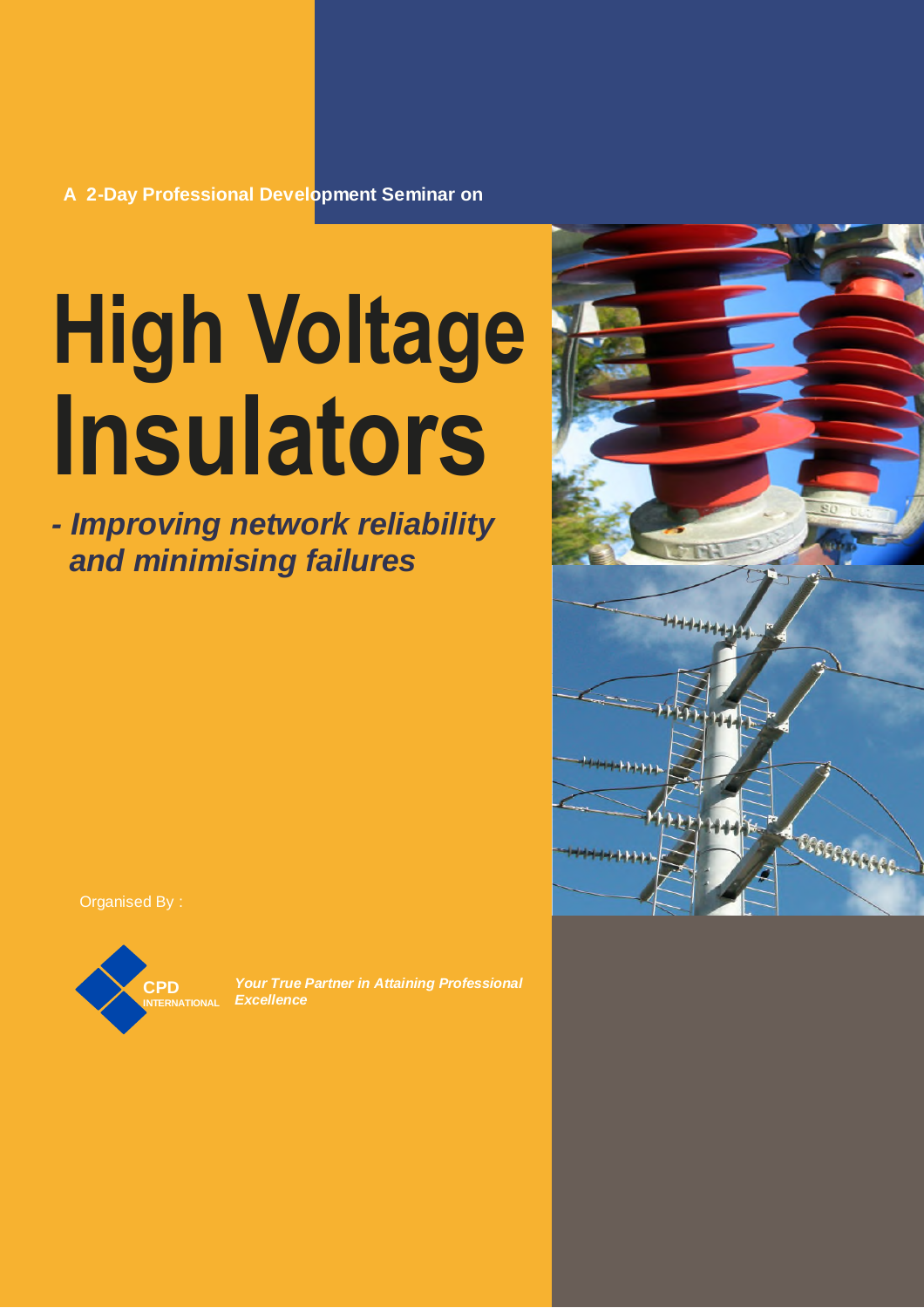A 2-Day Professional Development Seminar on

# High Voltage Insulators

## *- Improving network reliability and minimising failures*

Organised By :

CPD INTERNATIONAL

***Your True Partner in Attaining Professional Excellence***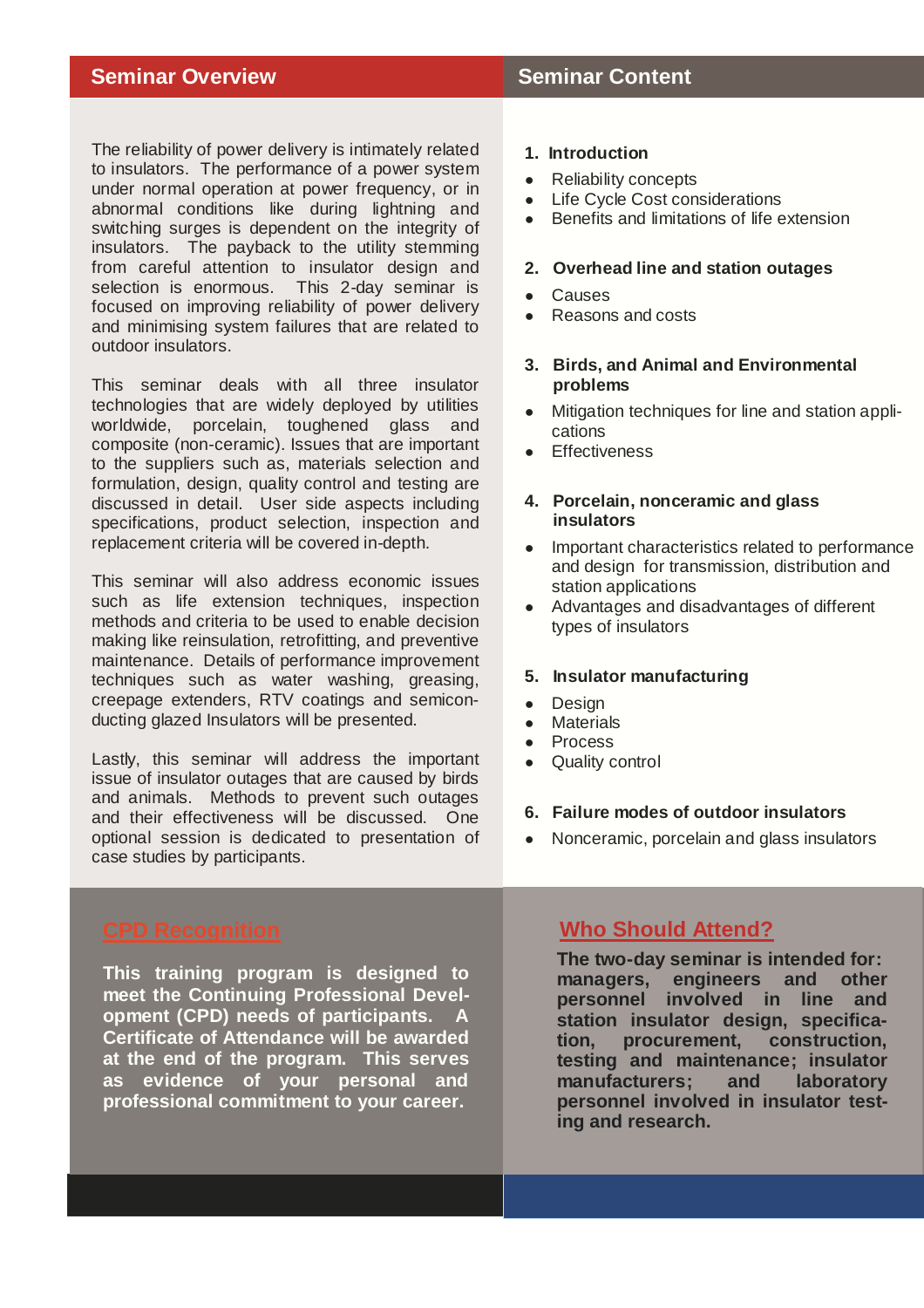## Seminar Overview

The reliability of power delivery is intimately related to insulators. The performance of a power system under normal operation at power frequency, or in abnormal conditions like during lightning and switching surges is dependent on the integrity of insulators. The payback to the utility stemming from careful attention to insulator design and selection is enormous. This 2-day seminar is focused on improving reliability of power delivery and minimising system failures that are related to outdoor insulators.

This seminar deals with all three insulator technologies that are widely deployed by utilities worldwide, porcelain, toughened glass and composite (non-ceramic). Issues that are important to the suppliers such as, materials selection and formulation, design, quality control and testing are discussed in detail. User side aspects including specifications, product selection, inspection and replacement criteria will be covered in-depth.

This seminar will also address economic issues such as life extension techniques, inspection methods and criteria to be used to enable decision making like reinsulation, retrofitting, and preventive maintenance. Details of performance improvement techniques such as water washing, greasing, creepage extenders, RTV coatings and semiconducting glazed Insulators will be presented.

Lastly, this seminar will address the important issue of insulator outages that are caused by birds and animals. Methods to prevent such outages and their effectiveness will be discussed. One optional session is dedicated to presentation of case studies by participants.

## Seminar Content

**1. Introduction**

- Reliability concepts
- Life Cycle Cost considerations
- Benefits and limitations of life extension

**2. Overhead line and station outages**

- Causes
- Reasons and costs

**3. Birds, and Animal and Environmental problems**

- Mitigation techniques for line and station applications
- Effectiveness

**4. Porcelain, nonceramic and glass insulators**

- Important characteristics related to performance and design for transmission, distribution and station applications
- Advantages and disadvantages of different types of insulators

**5. Insulator manufacturing**

- Design
- Materials
- Process
- Quality control

**6. Failure modes of outdoor insulators**

- Nonceramic, porcelain and glass insulators

## CPD Recognition

**This training program is designed to meet the Continuing Professional Development (CPD) needs of participants. A Certificate of Attendance will be awarded at the end of the program. This serves as evidence of your personal and professional commitment to your career.**

## Who Should Attend?

**The two-day seminar is intended for: managers, engineers and other personnel involved in line and station insulator design, specification, procurement, construction, testing and maintenance; insulator manufacturers; and laboratory personnel involved in insulator testing and research.**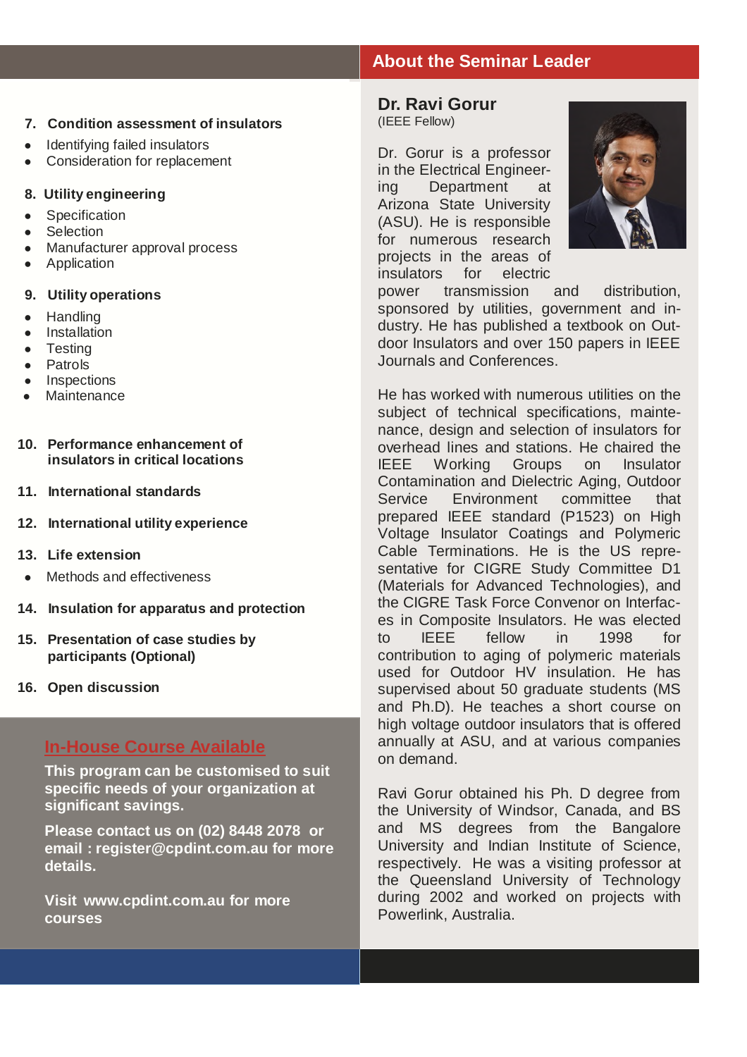7. **Condition assessment of insulators**
   - Identifying failed insulators
   - Consideration for replacement

8. **Utility engineering**
   - Specification
   - Selection
   - Manufacturer approval process
   - Application

9. **Utility operations**
   - Handling
   - Installation
   - Testing
   - Patrols
   - Inspections
   - Maintenance

10. **Performance enhancement of insulators in critical locations**

11. **International standards**

12. **International utility experience**

13. **Life extension**
    - Methods and effectiveness

14. **Insulation for apparatus and protection**

15. **Presentation of case studies by participants (Optional)**

16. **Open discussion**

## In-House Course Available

**This program can be customised to suit specific needs of your organization at significant savings.**

**Please contact us on (02) 8448 2078 or email : register@cpdint.com.au for more details.**

**Visit www.cpdint.com.au for more courses**

## About the Seminar Leader

### Dr. Ravi Gorur

(IEEE Fellow)

Dr. Gorur is a professor in the Electrical Engineering Department at Arizona State University (ASU). He is responsible for numerous research projects in the areas of insulators for electric power transmission and distribution, sponsored by utilities, government and industry. He has published a textbook on Outdoor Insulators and over 150 papers in IEEE Journals and Conferences.

He has worked with numerous utilities on the subject of technical specifications, maintenance, design and selection of insulators for overhead lines and stations. He chaired the IEEE Working Groups on Insulator Contamination and Dielectric Aging, Outdoor Service Environment committee that prepared IEEE standard (P1523) on High Voltage Insulator Coatings and Polymeric Cable Terminations. He is the US representative for CIGRE Study Committee D1 (Materials for Advanced Technologies), and the CIGRE Task Force Convenor on Interfaces in Composite Insulators. He was elected to IEEE fellow in 1998 for contribution to aging of polymeric materials used for Outdoor HV insulation. He has supervised about 50 graduate students (MS and Ph.D). He teaches a short course on high voltage outdoor insulators that is offered annually at ASU, and at various companies on demand.

Ravi Gorur obtained his Ph. D degree from the University of Windsor, Canada, and BS and MS degrees from the Bangalore University and Indian Institute of Science, respectively. He was a visiting professor at the Queensland University of Technology during 2002 and worked on projects with Powerlink, Australia.